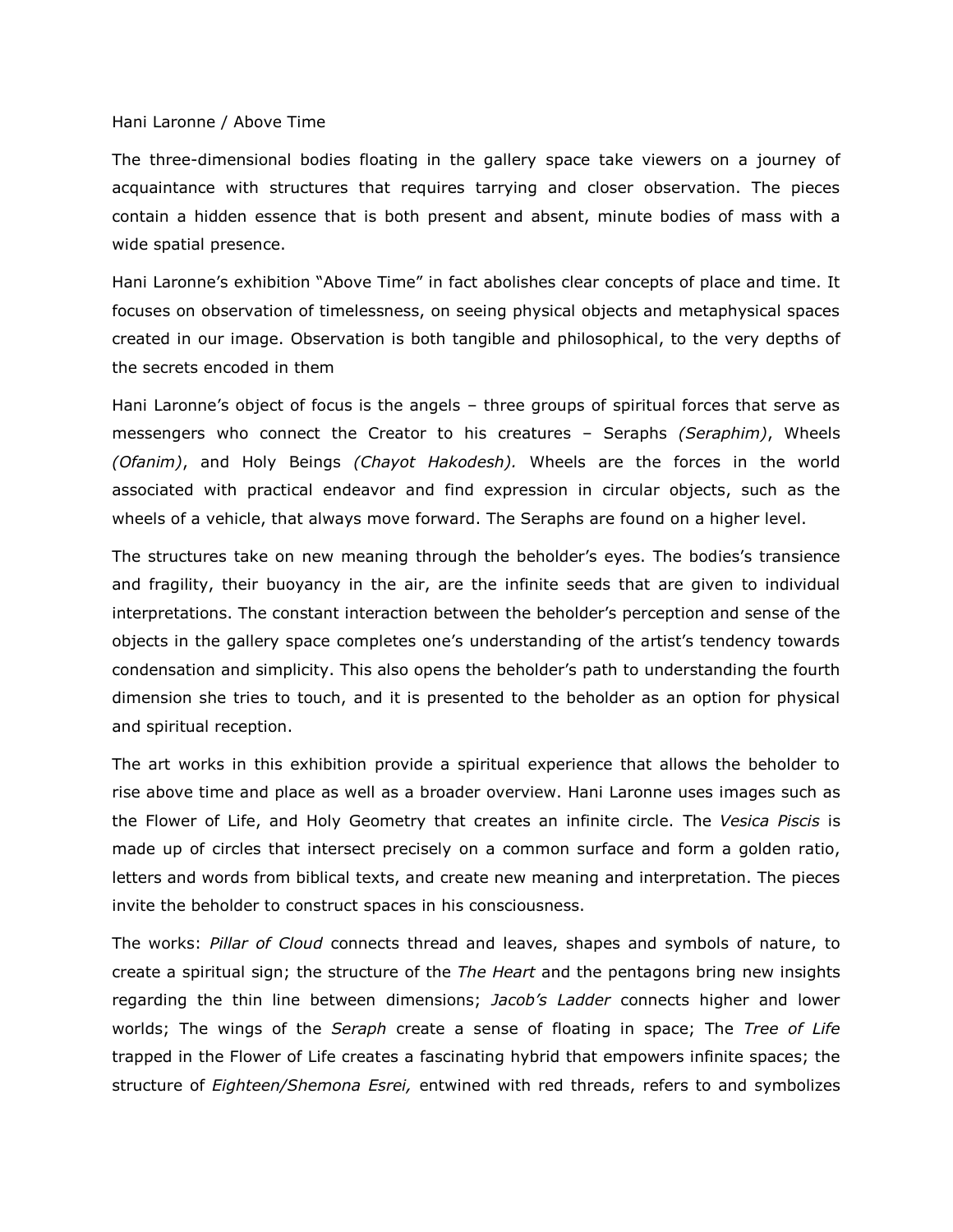Hani Laronne / Above Time

The three-dimensional bodies floating in the gallery space take viewers on a journey of acquaintance with structures that requires tarrying and closer observation. The pieces contain a hidden essence that is both present and absent, minute bodies of mass with a wide spatial presence.

Hani Laronne's exhibition "Above Time" in fact abolishes clear concepts of place and time. It focuses on observation of timelessness, on seeing physical objects and metaphysical spaces created in our image. Observation is both tangible and philosophical, to the very depths of the secrets encoded in them

Hani Laronne's object of focus is the angels – three groups of spiritual forces that serve as messengers who connect the Creator to his creatures – Seraphs *(Seraphim)*, Wheels *(Ofanim)*, and Holy Beings *(Chayot Hakodesh).* Wheels are the forces in the world associated with practical endeavor and find expression in circular objects, such as the wheels of a vehicle, that always move forward. The Seraphs are found on a higher level.

The structures take on new meaning through the beholder's eyes. The bodies's transience and fragility, their buoyancy in the air, are the infinite seeds that are given to individual interpretations. The constant interaction between the beholder's perception and sense of the objects in the gallery space completes one's understanding of the artist's tendency towards condensation and simplicity. This also opens the beholder's path to understanding the fourth dimension she tries to touch, and it is presented to the beholder as an option for physical and spiritual reception.

The art works in this exhibition provide a spiritual experience that allows the beholder to rise above time and place as well as a broader overview. Hani Laronne uses images such as the Flower of Life, and Holy Geometry that creates an infinite circle. The *Vesica Piscis* is made up of circles that intersect precisely on a common surface and form a golden ratio, letters and words from biblical texts, and create new meaning and interpretation. The pieces invite the beholder to construct spaces in his consciousness.

The works: *Pillar of Cloud* connects thread and leaves, shapes and symbols of nature, to create a spiritual sign; the structure of the *The Heart* and the pentagons bring new insights regarding the thin line between dimensions; *Jacob's Ladder* connects higher and lower worlds; The wings of the *Seraph* create a sense of floating in space; The *Tree of Life* trapped in the Flower of Life creates a fascinating hybrid that empowers infinite spaces; the structure of *Eighteen/Shemona Esrei,* entwined with red threads, refers to and symbolizes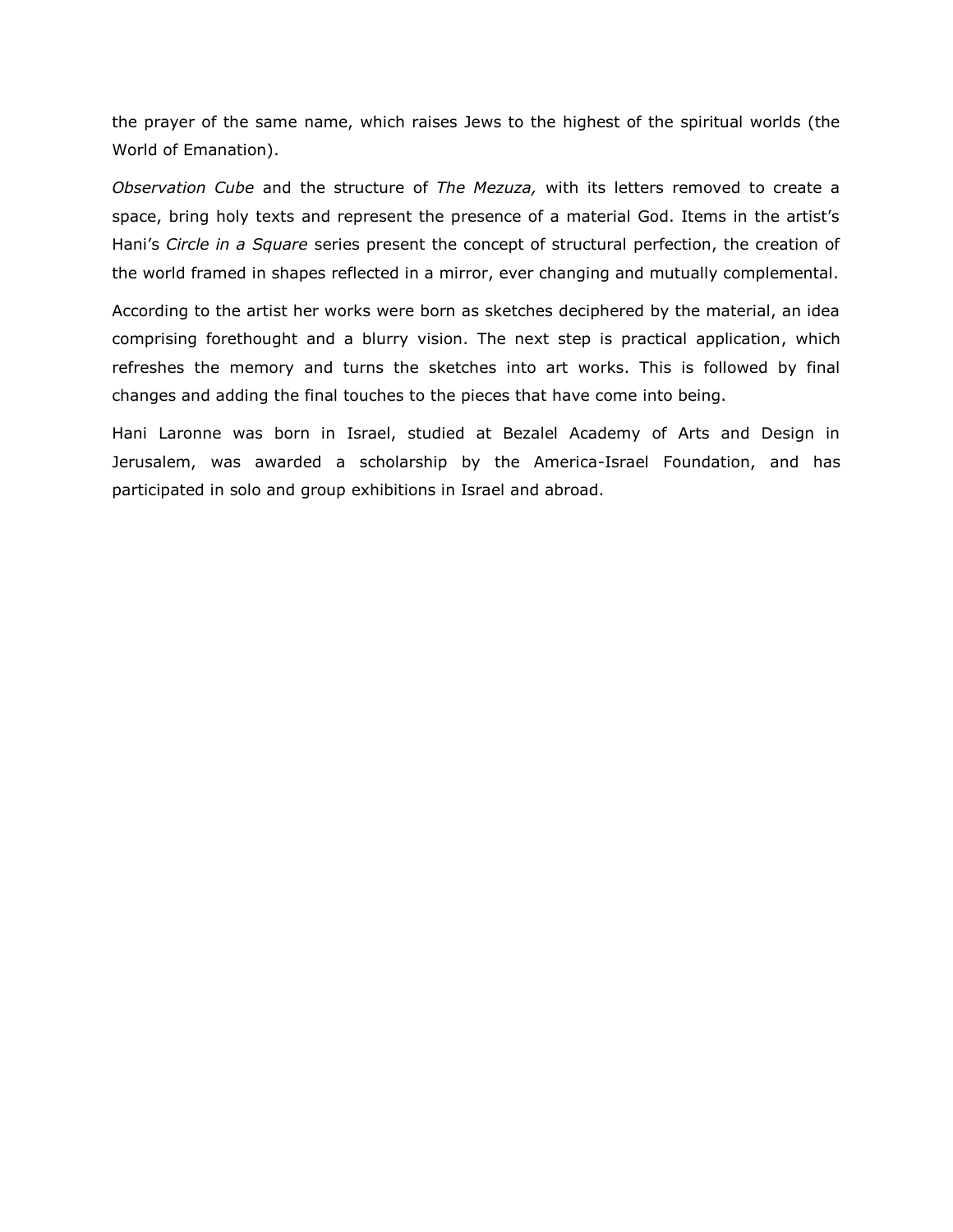the prayer of the same name, which raises Jews to the highest of the spiritual worlds (the World of Emanation).

*Observation Cube* and the structure of *The Mezuza,* with its letters removed to create a space, bring holy texts and represent the presence of a material God. Items in the artist's Hani's *Circle in a Square* series present the concept of structural perfection, the creation of the world framed in shapes reflected in a mirror, ever changing and mutually complemental.

According to the artist her works were born as sketches deciphered by the material, an idea comprising forethought and a blurry vision. The next step is practical application, which refreshes the memory and turns the sketches into art works. This is followed by final changes and adding the final touches to the pieces that have come into being.

Hani Laronne was born in Israel, studied at Bezalel Academy of Arts and Design in Jerusalem, was awarded a scholarship by the America-Israel Foundation, and has participated in solo and group exhibitions in Israel and abroad.